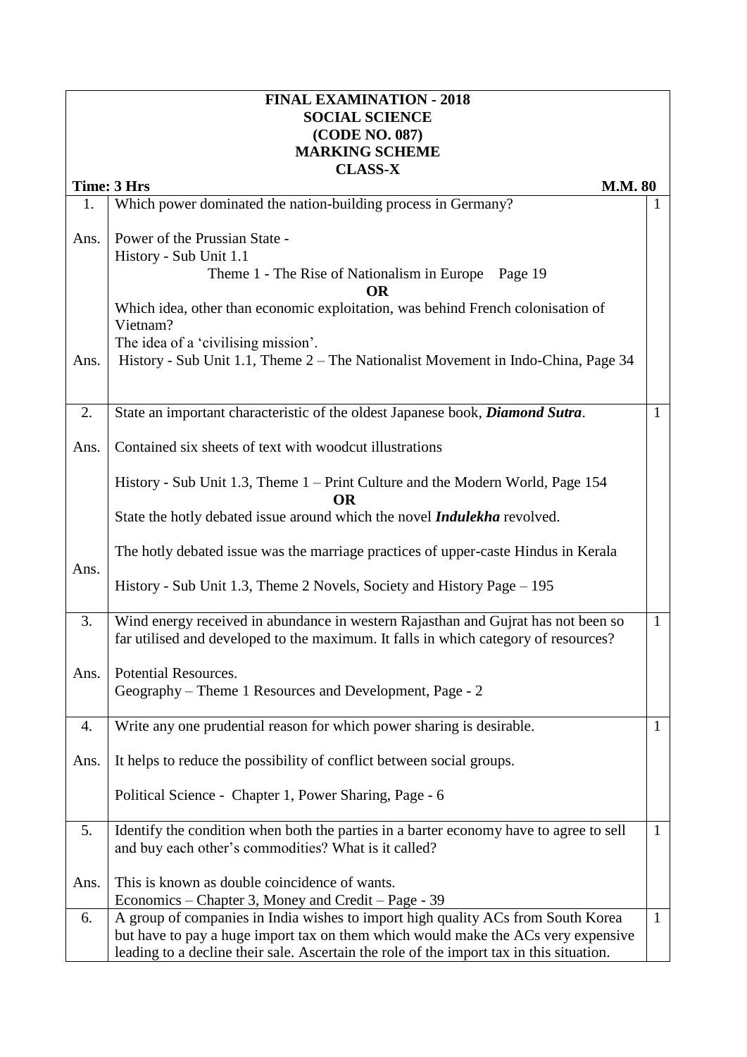**FINAL EXAMINATION - 2018**
**SOCIAL SCIENCE**
**(CODE NO. 087)**
**MARKING SCHEME**
**CLASS-X**

**Time: 3 Hrs** **M.M. 80**

| | | |
|---|---|---|
| 1. | Which power dominated the nation-building process in Germany? | 1 |
| Ans. | Power of the Prussian State - <br> History - Sub Unit 1.1 <br> Theme 1 - The Rise of Nationalism in Europe Page 19 <br> **OR** <br> Which idea, other than economic exploitation, was behind French colonisation of Vietnam? <br> The idea of a 'civilising mission'. | |
| Ans. | History - Sub Unit 1.1, Theme 2 – The Nationalist Movement in Indo-China, Page 34 | |
| 2. | State an important characteristic of the oldest Japanese book, ***Diamond Sutra***. | 1 |
| Ans. | Contained six sheets of text with woodcut illustrations <br><br> History - Sub Unit 1.3, Theme 1 – Print Culture and the Modern World, Page 154 <br> **OR** <br> State the hotly debated issue around which the novel ***Indulekha*** revolved. | |
| Ans. | The hotly debated issue was the marriage practices of upper-caste Hindus in Kerala <br><br> History - Sub Unit 1.3, Theme 2 Novels, Society and History Page – 195 | |
| 3. | Wind energy received in abundance in western Rajasthan and Gujrat has not been so far utilised and developed to the maximum. It falls in which category of resources? | 1 |
| Ans. | Potential Resources. <br> Geography – Theme 1 Resources and Development, Page - 2 | |
| 4. | Write any one prudential reason for which power sharing is desirable. | 1 |
| Ans. | It helps to reduce the possibility of conflict between social groups. <br><br> Political Science - Chapter 1, Power Sharing, Page - 6 | |
| 5. | Identify the condition when both the parties in a barter economy have to agree to sell and buy each other's commodities? What is it called? | 1 |
| Ans. | This is known as double coincidence of wants. <br> Economics – Chapter 3, Money and Credit – Page - 39 | |
| 6. | A group of companies in India wishes to import high quality ACs from South Korea but have to pay a huge import tax on them which would make the ACs very expensive leading to a decline their sale. Ascertain the role of the import tax in this situation. | 1 |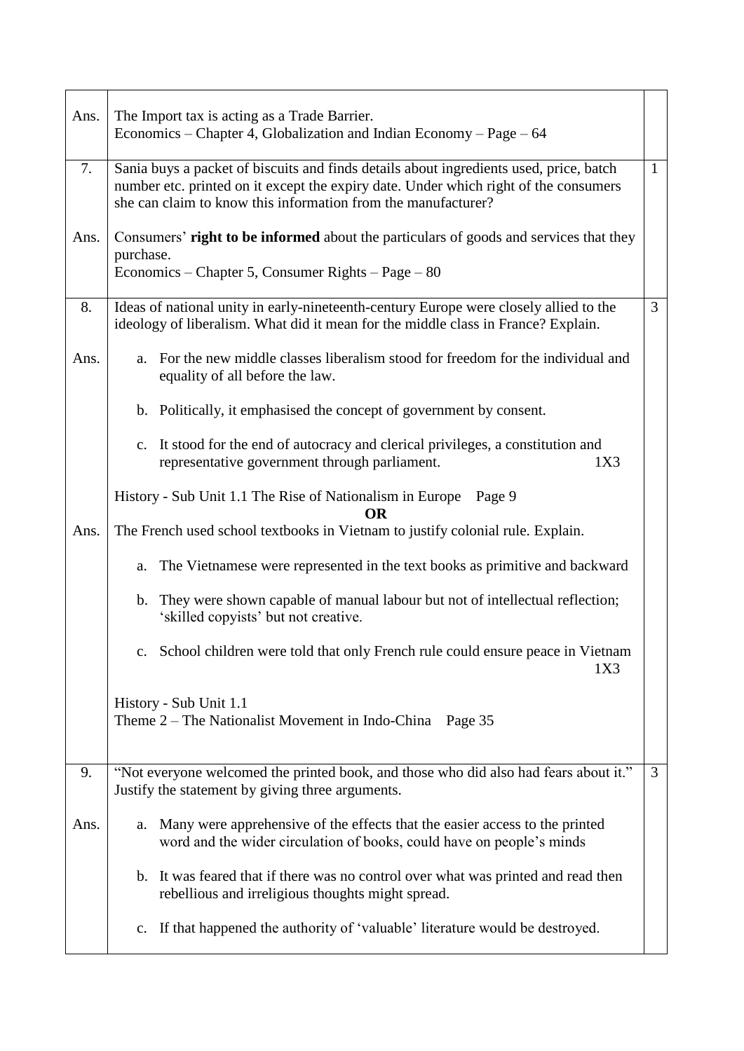| | | |
|---|---|---|
| Ans. | The Import tax is acting as a Trade Barrier.<br>Economics – Chapter 4, Globalization and Indian Economy – Page – 64 | |
| 7. | Sania buys a packet of biscuits and finds details about ingredients used, price, batch number etc. printed on it except the expiry date. Under which right of the consumers she can claim to know this information from the manufacturer? | 1 |
| Ans. | Consumers' **right to be informed** about the particulars of goods and services that they purchase.<br>Economics – Chapter 5, Consumer Rights – Page – 80 | |
| 8. | Ideas of national unity in early-nineteenth-century Europe were closely allied to the ideology of liberalism. What did it mean for the middle class in France? Explain. | 3 |
| Ans. | a. For the new middle classes liberalism stood for freedom for the individual and equality of all before the law.<br>b. Politically, it emphasised the concept of government by consent.<br>c. It stood for the end of autocracy and clerical privileges, a constitution and representative government through parliament. 1X3<br><br>History - Sub Unit 1.1 The Rise of Nationalism in Europe Page 9<br>**OR** | |
| Ans. | The French used school textbooks in Vietnam to justify colonial rule. Explain.<br>a. The Vietnamese were represented in the text books as primitive and backward<br>b. They were shown capable of manual labour but not of intellectual reflection; 'skilled copyists' but not creative.<br>c. School children were told that only French rule could ensure peace in Vietnam 1X3<br><br>History - Sub Unit 1.1<br>Theme 2 – The Nationalist Movement in Indo-China Page 35 | |
| 9. | "Not everyone welcomed the printed book, and those who did also had fears about it." Justify the statement by giving three arguments. | 3 |
| Ans. | a. Many were apprehensive of the effects that the easier access to the printed word and the wider circulation of books, could have on people's minds<br>b. It was feared that if there was no control over what was printed and read then rebellious and irreligious thoughts might spread.<br>c. If that happened the authority of 'valuable' literature would be destroyed. | |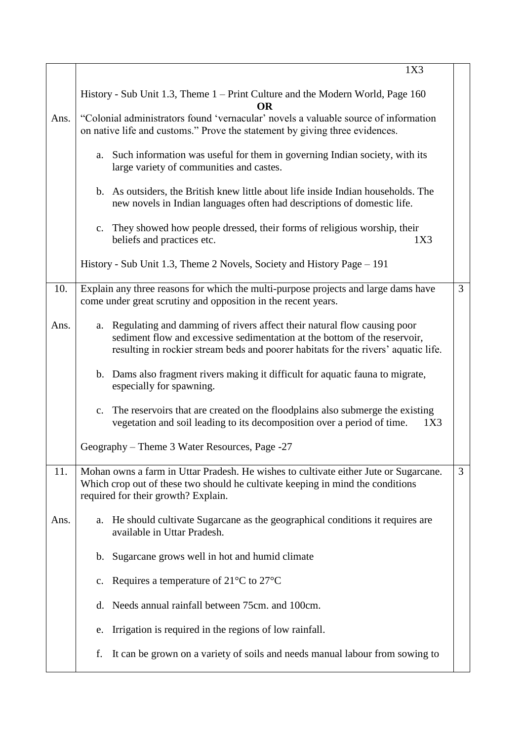| | | |
|---|---|---|
| | 1X3<br><br>History - Sub Unit 1.3, Theme 1 – Print Culture and the Modern World, Page 160<br>**OR** | |
| Ans. | “Colonial administrators found ‘vernacular’ novels a valuable source of information on native life and customs.” Prove the statement by giving three evidences.<br><br>a. Such information was useful for them in governing Indian society, with its large variety of communities and castes.<br><br>b. As outsiders, the British knew little about life inside Indian households. The new novels in Indian languages often had descriptions of domestic life.<br><br>c. They showed how people dressed, their forms of religious worship, their beliefs and practices etc. 1X3<br><br>History - Sub Unit 1.3, Theme 2 Novels, Society and History Page – 191 | |
| 10.<br><br>Ans. | Explain any three reasons for which the multi-purpose projects and large dams have come under great scrutiny and opposition in the recent years.<br><br>a. Regulating and damming of rivers affect their natural flow causing poor sediment flow and excessive sedimentation at the bottom of the reservoir, resulting in rockier stream beds and poorer habitats for the rivers' aquatic life.<br><br>b. Dams also fragment rivers making it difficult for aquatic fauna to migrate, especially for spawning.<br><br>c. The reservoirs that are created on the floodplains also submerge the existing vegetation and soil leading to its decomposition over a period of time. 1X3<br><br>Geography – Theme 3 Water Resources, Page -27 | 3 |
| 11.<br><br>Ans. | Mohan owns a farm in Uttar Pradesh. He wishes to cultivate either Jute or Sugarcane. Which crop out of these two should he cultivate keeping in mind the conditions required for their growth? Explain.<br><br>a. He should cultivate Sugarcane as the geographical conditions it requires are available in Uttar Pradesh.<br><br>b. Sugarcane grows well in hot and humid climate<br><br>c. Requires a temperature of 21°C to 27°C<br><br>d. Needs annual rainfall between 75cm. and 100cm.<br><br>e. Irrigation is required in the regions of low rainfall.<br><br>f. It can be grown on a variety of soils and needs manual labour from sowing to | 3 |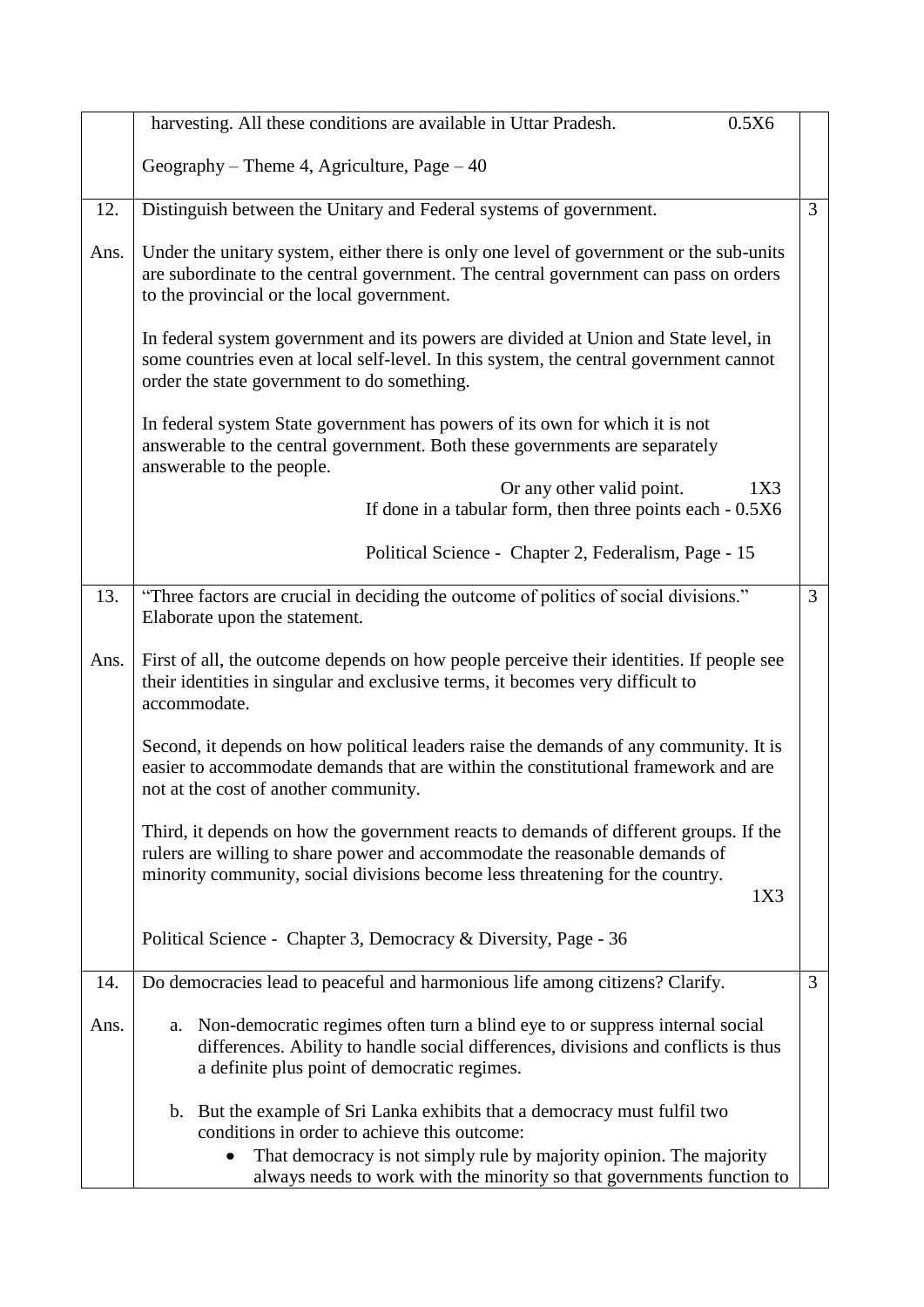| | | |
|---|---|---|
| | harvesting. All these conditions are available in Uttar Pradesh. 0.5X6<br><br>Geography – Theme 4, Agriculture, Page – 40 | |
| 12.<br><br>Ans. | Distinguish between the Unitary and Federal systems of government.<br><br>Under the unitary system, either there is only one level of government or the sub-units are subordinate to the central government. The central government can pass on orders to the provincial or the local government.<br><br>In federal system government and its powers are divided at Union and State level, in some countries even at local self-level. In this system, the central government cannot order the state government to do something.<br><br>In federal system State government has powers of its own for which it is not answerable to the central government. Both these governments are separately answerable to the people.<br><br>Or any other valid point. 1X3<br>If done in a tabular form, then three points each - 0.5X6<br><br>Political Science - Chapter 2, Federalism, Page - 15 | 3 |
| 13.<br><br>Ans. | "Three factors are crucial in deciding the outcome of politics of social divisions." Elaborate upon the statement.<br><br>First of all, the outcome depends on how people perceive their identities. If people see their identities in singular and exclusive terms, it becomes very difficult to accommodate.<br><br>Second, it depends on how political leaders raise the demands of any community. It is easier to accommodate demands that are within the constitutional framework and are not at the cost of another community.<br><br>Third, it depends on how the government reacts to demands of different groups. If the rulers are willing to share power and accommodate the reasonable demands of minority community, social divisions become less threatening for the country.<br>1X3<br><br>Political Science - Chapter 3, Democracy & Diversity, Page - 36 | 3 |
| 14.<br><br>Ans. | Do democracies lead to peaceful and harmonious life among citizens? Clarify.<br><br>a. Non-democratic regimes often turn a blind eye to or suppress internal social differences. Ability to handle social differences, divisions and conflicts is thus a definite plus point of democratic regimes.<br><br>b. But the example of Sri Lanka exhibits that a democracy must fulfil two conditions in order to achieve this outcome:<br>• That democracy is not simply rule by majority opinion. The majority always needs to work with the minority so that governments function to | 3 |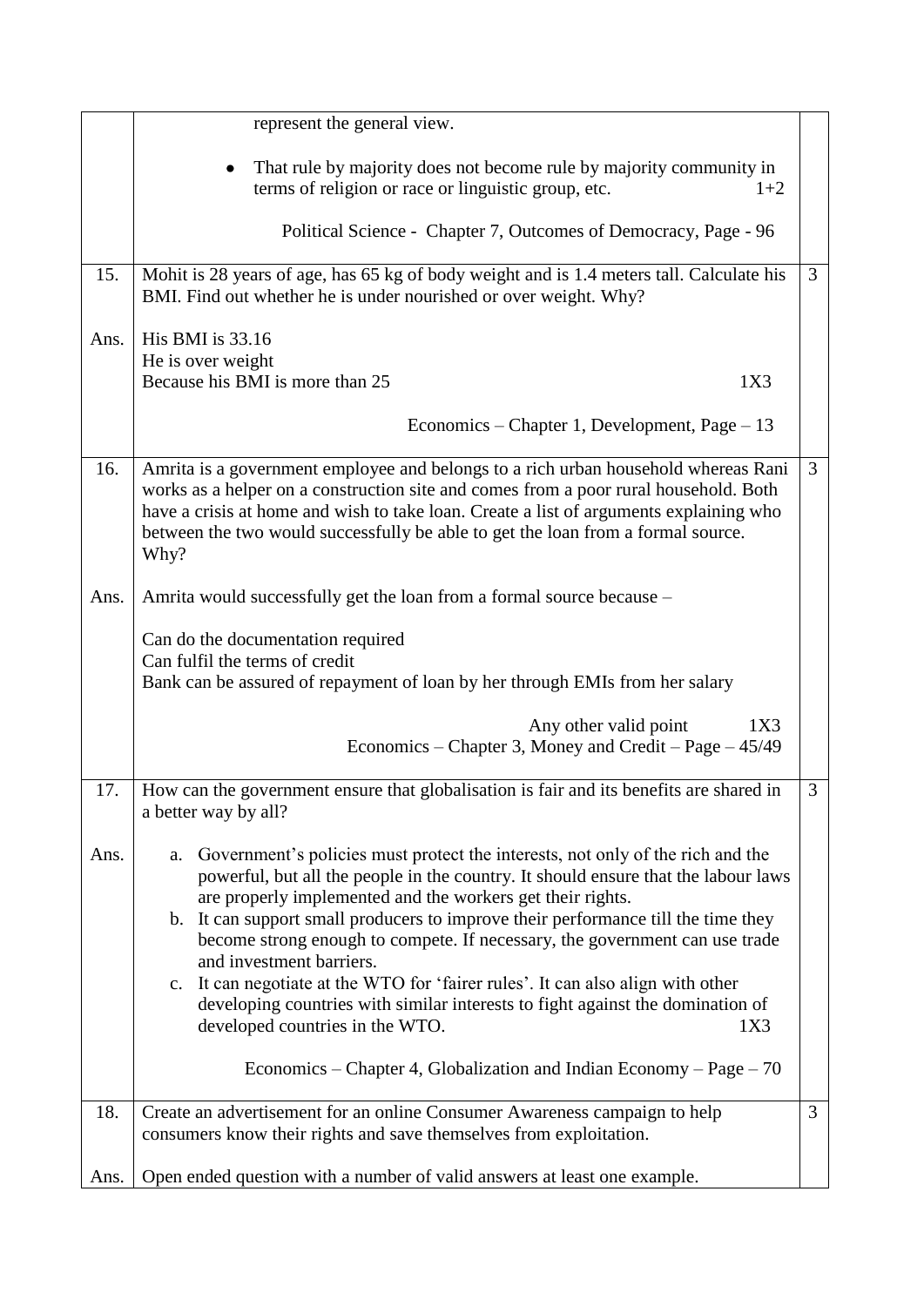| | | |
|---|---|---|
| | represent the general view.<br><br>• That rule by majority does not become rule by majority community in terms of religion or race or linguistic group, etc. 1+2<br><br>Political Science - Chapter 7, Outcomes of Democracy, Page - 96 | |
| 15.<br><br>Ans. | Mohit is 28 years of age, has 65 kg of body weight and is 1.4 meters tall. Calculate his BMI. Find out whether he is under nourished or over weight. Why?<br><br>His BMI is 33.16<br>He is over weight<br>Because his BMI is more than 25 1X3<br><br>Economics – Chapter 1, Development, Page – 13 | 3 |
| 16.<br><br>Ans. | Amrita is a government employee and belongs to a rich urban household whereas Rani works as a helper on a construction site and comes from a poor rural household. Both have a crisis at home and wish to take loan. Create a list of arguments explaining who between the two would successfully be able to get the loan from a formal source. Why?<br><br>Amrita would successfully get the loan from a formal source because –<br><br>Can do the documentation required<br>Can fulfil the terms of credit<br>Bank can be assured of repayment of loan by her through EMIs from her salary<br><br>Any other valid point 1X3<br>Economics – Chapter 3, Money and Credit – Page – 45/49 | 3 |
| 17.<br><br>Ans. | How can the government ensure that globalisation is fair and its benefits are shared in a better way by all?<br><br>a. Government's policies must protect the interests, not only of the rich and the powerful, but all the people in the country. It should ensure that the labour laws are properly implemented and the workers get their rights.<br>b. It can support small producers to improve their performance till the time they become strong enough to compete. If necessary, the government can use trade and investment barriers.<br>c. It can negotiate at the WTO for 'fairer rules'. It can also align with other developing countries with similar interests to fight against the domination of developed countries in the WTO. 1X3<br><br>Economics – Chapter 4, Globalization and Indian Economy – Page – 70 | 3 |
| 18.<br><br>Ans. | Create an advertisement for an online Consumer Awareness campaign to help consumers know their rights and save themselves from exploitation.<br><br>Open ended question with a number of valid answers at least one example. | 3 |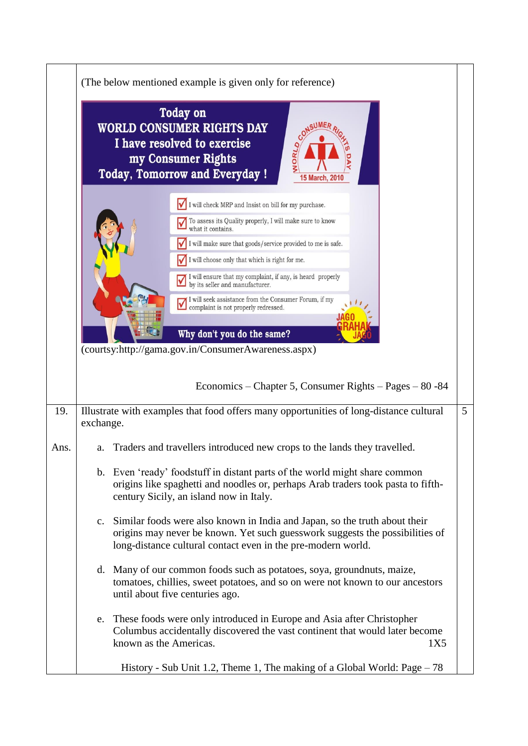(The below mentioned example is given only for reference)

Today on
WORLD CONSUMER RIGHTS DAY
I have resolved to exercise
my Consumer Rights
Today, Tomorrow and Everyday !

WORLD CONSUMER RIGHTS DAY
15 March, 2010

- I will check MRP and Insist on bill for my purchase.
- To assess its Quality properly, I will make sure to know what it contains.
- I will make sure that goods/service provided to me is safe.
- I will choose only that which is right for me.
- I will ensure that my complaint, if any, is heard properly by its seller and manufacturer.
- I will seek assistance from the Consumer Forum, if my complaint is not properly redressed.

Why don't you do the same?

JAGO GRAHAK JAGO

(courtsy:http://gama.gov.in/ConsumerAwareness.aspx)

Economics – Chapter 5, Consumer Rights – Pages – 80 -84

---

**19.** Illustrate with examples that food offers many opportunities of long-distance cultural exchange. **5**

**Ans.**

a. Traders and travellers introduced new crops to the lands they travelled.

b. Even 'ready' foodstuff in distant parts of the world might share common origins like spaghetti and noodles or, perhaps Arab traders took pasta to fifth-century Sicily, an island now in Italy.

c. Similar foods were also known in India and Japan, so the truth about their origins may never be known. Yet such guesswork suggests the possibilities of long-distance cultural contact even in the pre-modern world.

d. Many of our common foods such as potatoes, soya, groundnuts, maize, tomatoes, chillies, sweet potatoes, and so on were not known to our ancestors until about five centuries ago.

e. These foods were only introduced in Europe and Asia after Christopher Columbus accidentally discovered the vast continent that would later become known as the Americas. 1X5

History - Sub Unit 1.2, Theme 1, The making of a Global World: Page – 78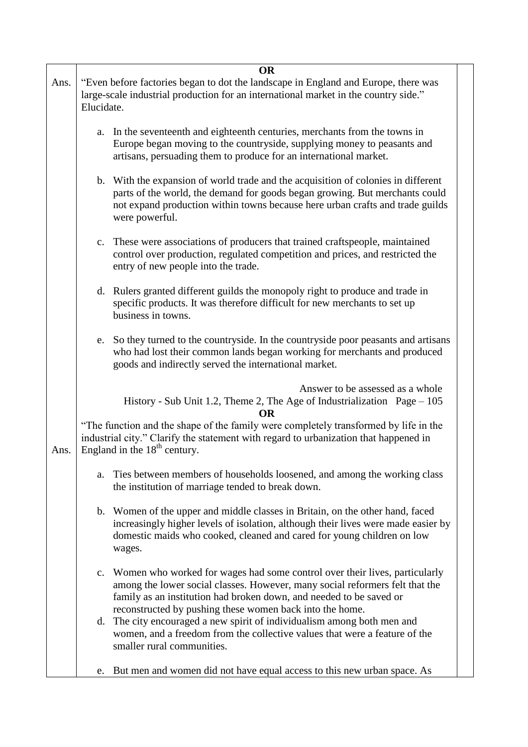**OR**

Ans. "Even before factories began to dot the landscape in England and Europe, there was large-scale industrial production for an international market in the country side." Elucidate.

a. In the seventeenth and eighteenth centuries, merchants from the towns in Europe began moving to the countryside, supplying money to peasants and artisans, persuading them to produce for an international market.

b. With the expansion of world trade and the acquisition of colonies in different parts of the world, the demand for goods began growing. But merchants could not expand production within towns because here urban crafts and trade guilds were powerful.

c. These were associations of producers that trained craftspeople, maintained control over production, regulated competition and prices, and restricted the entry of new people into the trade.

d. Rulers granted different guilds the monopoly right to produce and trade in specific products. It was therefore difficult for new merchants to set up business in towns.

e. So they turned to the countryside. In the countryside poor peasants and artisans who had lost their common lands began working for merchants and produced goods and indirectly served the international market.

Answer to be assessed as a whole

History - Sub Unit 1.2, Theme 2, The Age of Industrialization Page – 105

**OR**

Ans. "The function and the shape of the family were completely transformed by life in the industrial city." Clarify the statement with regard to urbanization that happened in England in the 18th century.

a. Ties between members of households loosened, and among the working class the institution of marriage tended to break down.

b. Women of the upper and middle classes in Britain, on the other hand, faced increasingly higher levels of isolation, although their lives were made easier by domestic maids who cooked, cleaned and cared for young children on low wages.

c. Women who worked for wages had some control over their lives, particularly among the lower social classes. However, many social reformers felt that the family as an institution had broken down, and needed to be saved or reconstructed by pushing these women back into the home.

d. The city encouraged a new spirit of individualism among both men and women, and a freedom from the collective values that were a feature of the smaller rural communities.

e. But men and women did not have equal access to this new urban space. As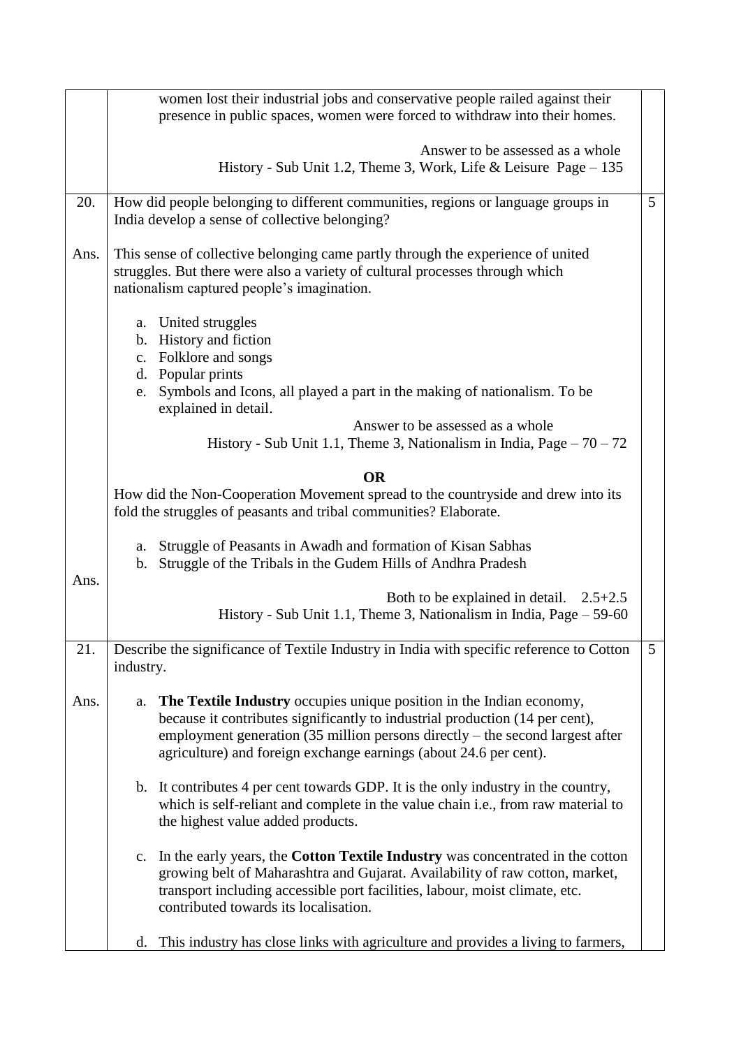| | | |
|---|---|---|
| | women lost their industrial jobs and conservative people railed against their presence in public spaces, women were forced to withdraw into their homes.<br><br>Answer to be assessed as a whole<br>History - Sub Unit 1.2, Theme 3, Work, Life & Leisure Page – 135 | |
| 20. | How did people belonging to different communities, regions or language groups in India develop a sense of collective belonging? | 5 |
| Ans. | This sense of collective belonging came partly through the experience of united struggles. But there were also a variety of cultural processes through which nationalism captured people's imagination.<br><br>a. United struggles<br>b. History and fiction<br>c. Folklore and songs<br>d. Popular prints<br>e. Symbols and Icons, all played a part in the making of nationalism. To be explained in detail.<br><br>Answer to be assessed as a whole<br>History - Sub Unit 1.1, Theme 3, Nationalism in India, Page – 70 – 72<br><br>**OR**<br><br>How did the Non-Cooperation Movement spread to the countryside and drew into its fold the struggles of peasants and tribal communities? Elaborate. | |
| Ans. | a. Struggle of Peasants in Awadh and formation of Kisan Sabhas<br>b. Struggle of the Tribals in the Gudem Hills of Andhra Pradesh<br><br>Both to be explained in detail. 2.5+2.5<br>History - Sub Unit 1.1, Theme 3, Nationalism in India, Page – 59-60 | |
| 21. | Describe the significance of Textile Industry in India with specific reference to Cotton industry. | 5 |
| Ans. | a. **The Textile Industry** occupies unique position in the Indian economy, because it contributes significantly to industrial production (14 per cent), employment generation (35 million persons directly – the second largest after agriculture) and foreign exchange earnings (about 24.6 per cent).<br><br>b. It contributes 4 per cent towards GDP. It is the only industry in the country, which is self-reliant and complete in the value chain i.e., from raw material to the highest value added products.<br><br>c. In the early years, the **Cotton Textile Industry** was concentrated in the cotton growing belt of Maharashtra and Gujarat. Availability of raw cotton, market, transport including accessible port facilities, labour, moist climate, etc. contributed towards its localisation.<br><br>d. This industry has close links with agriculture and provides a living to farmers, | |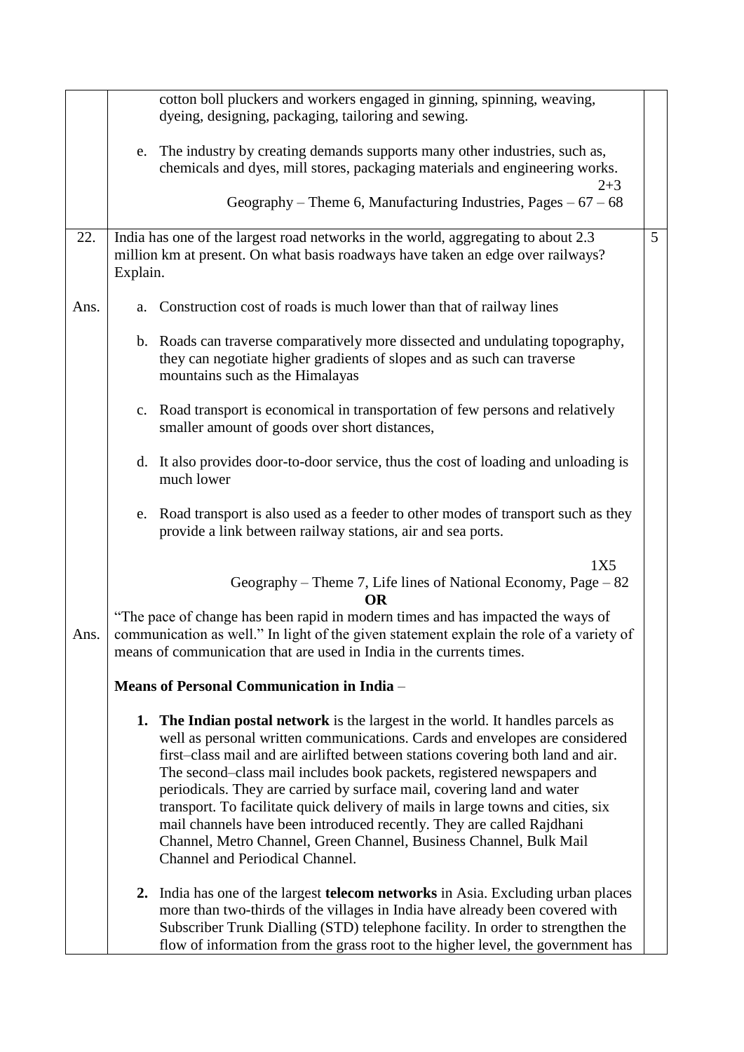| | | |
|---|---|---|
| | cotton boll pluckers and workers engaged in ginning, spinning, weaving, dyeing, designing, packaging, tailoring and sewing.<br><br>e. The industry by creating demands supports many other industries, such as, chemicals and dyes, mill stores, packaging materials and engineering works.<br>2+3<br>Geography – Theme 6, Manufacturing Industries, Pages – 67 – 68 | |
| 22. | India has one of the largest road networks in the world, aggregating to about 2.3 million km at present. On what basis roadways have taken an edge over railways? Explain. | 5 |
| Ans. | a. Construction cost of roads is much lower than that of railway lines<br><br>b. Roads can traverse comparatively more dissected and undulating topography, they can negotiate higher gradients of slopes and as such can traverse mountains such as the Himalayas<br><br>c. Road transport is economical in transportation of few persons and relatively smaller amount of goods over short distances,<br><br>d. It also provides door-to-door service, thus the cost of loading and unloading is much lower<br><br>e. Road transport is also used as a feeder to other modes of transport such as they provide a link between railway stations, air and sea ports.<br><br>1X5<br>Geography – Theme 7, Life lines of National Economy, Page – 82<br>**OR** | |
| Ans. | "The pace of change has been rapid in modern times and has impacted the ways of communication as well." In light of the given statement explain the role of a variety of means of communication that are used in India in the currents times.<br><br>**Means of Personal Communication in India** –<br><br>**1. The Indian postal network** is the largest in the world. It handles parcels as well as personal written communications. Cards and envelopes are considered first–class mail and are airlifted between stations covering both land and air. The second–class mail includes book packets, registered newspapers and periodicals. They are carried by surface mail, covering land and water transport. To facilitate quick delivery of mails in large towns and cities, six mail channels have been introduced recently. They are called Rajdhani Channel, Metro Channel, Green Channel, Business Channel, Bulk Mail Channel and Periodical Channel.<br><br>**2.** India has one of the largest **telecom networks** in Asia. Excluding urban places more than two-thirds of the villages in India have already been covered with Subscriber Trunk Dialling (STD) telephone facility. In order to strengthen the flow of information from the grass root to the higher level, the government has | |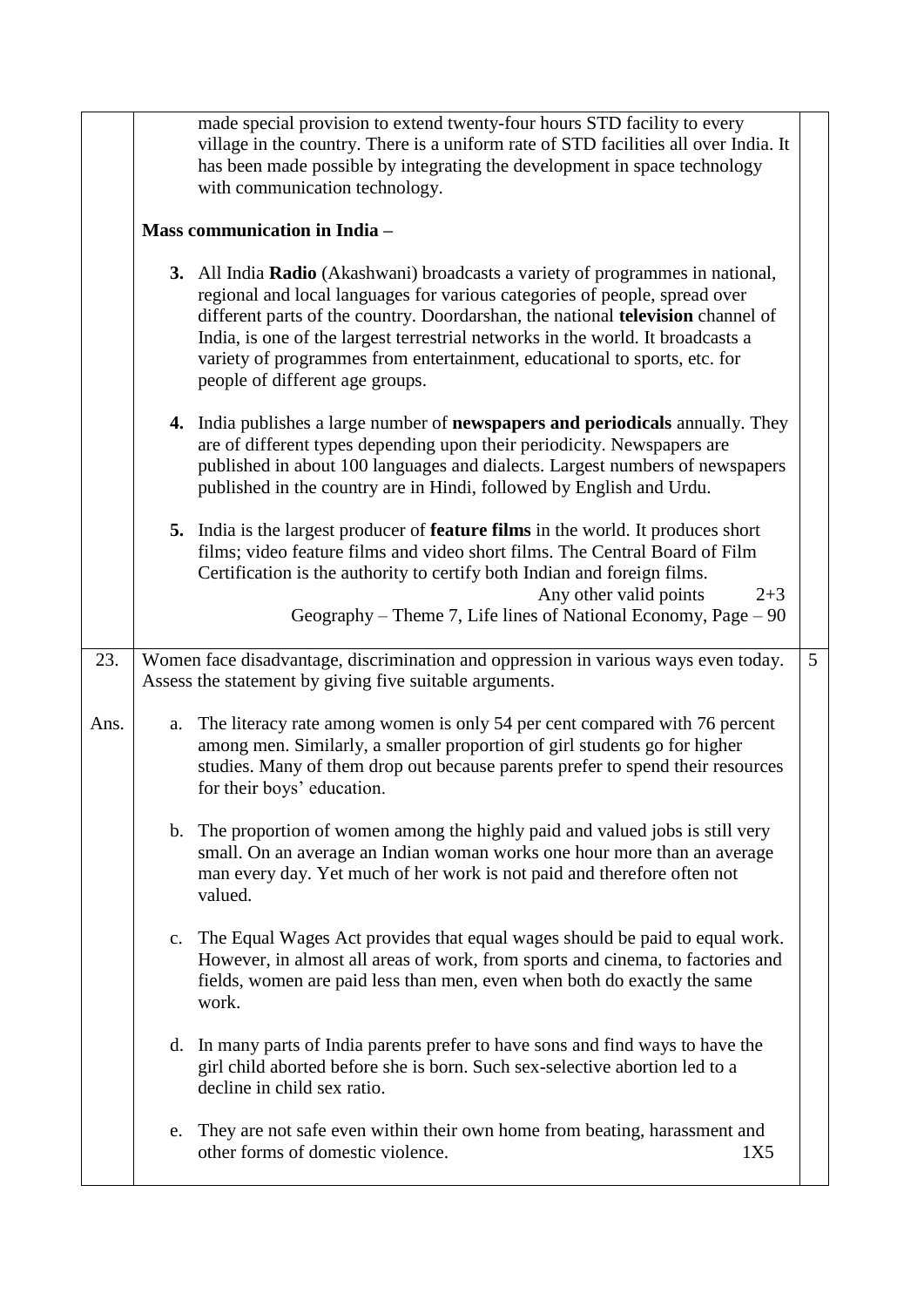| | | |
|---|---|---|
| | made special provision to extend twenty-four hours STD facility to every village in the country. There is a uniform rate of STD facilities all over India. It has been made possible by integrating the development in space technology with communication technology.<br><br>**Mass communication in India –**<br><br>**3.** All India **Radio** (Akashwani) broadcasts a variety of programmes in national, regional and local languages for various categories of people, spread over different parts of the country. Doordarshan, the national **television** channel of India, is one of the largest terrestrial networks in the world. It broadcasts a variety of programmes from entertainment, educational to sports, etc. for people of different age groups.<br><br>**4.** India publishes a large number of **newspapers and periodicals** annually. They are of different types depending upon their periodicity. Newspapers are published in about 100 languages and dialects. Largest numbers of newspapers published in the country are in Hindi, followed by English and Urdu.<br><br>**5.** India is the largest producer of **feature films** in the world. It produces short films; video feature films and video short films. The Central Board of Film Certification is the authority to certify both Indian and foreign films.<br>Any other valid points 2+3<br>Geography – Theme 7, Life lines of National Economy, Page – 90 | |
| 23. | Women face disadvantage, discrimination and oppression in various ways even today. Assess the statement by giving five suitable arguments. | 5 |
| Ans. | a. The literacy rate among women is only 54 per cent compared with 76 percent among men. Similarly, a smaller proportion of girl students go for higher studies. Many of them drop out because parents prefer to spend their resources for their boys' education.<br><br>b. The proportion of women among the highly paid and valued jobs is still very small. On an average an Indian woman works one hour more than an average man every day. Yet much of her work is not paid and therefore often not valued.<br><br>c. The Equal Wages Act provides that equal wages should be paid to equal work. However, in almost all areas of work, from sports and cinema, to factories and fields, women are paid less than men, even when both do exactly the same work.<br><br>d. In many parts of India parents prefer to have sons and find ways to have the girl child aborted before she is born. Such sex-selective abortion led to a decline in child sex ratio.<br><br>e. They are not safe even within their own home from beating, harassment and other forms of domestic violence. 1X5 | |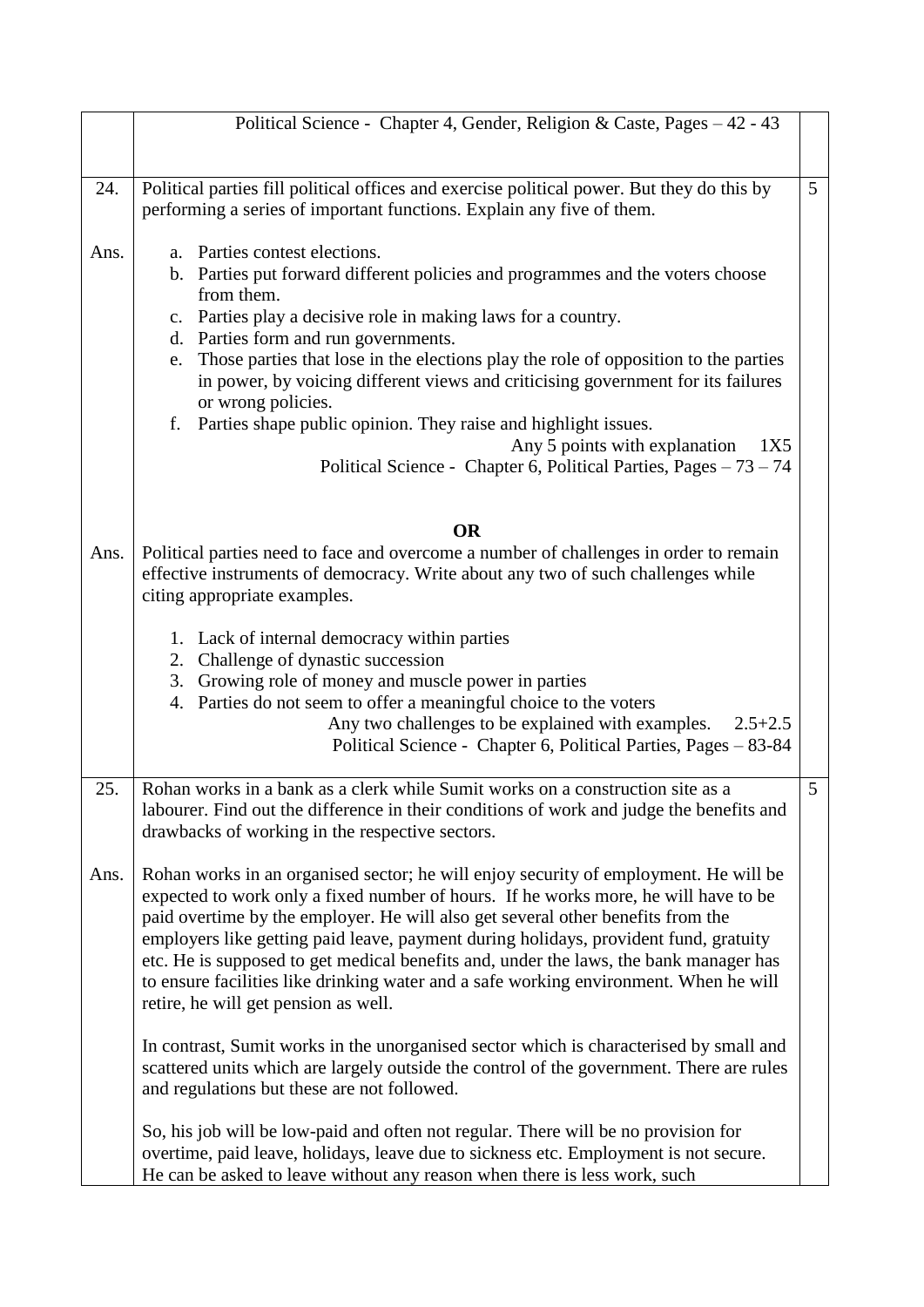| | | |
|---|---|---|
| | Political Science - Chapter 4, Gender, Religion & Caste, Pages – 42 - 43 | |
| 24. | Political parties fill political offices and exercise political power. But they do this by performing a series of important functions. Explain any five of them. | 5 |
| Ans. | a. Parties contest elections.<br>b. Parties put forward different policies and programmes and the voters choose from them.<br>c. Parties play a decisive role in making laws for a country.<br>d. Parties form and run governments.<br>e. Those parties that lose in the elections play the role of opposition to the parties in power, by voicing different views and criticising government for its failures or wrong policies.<br>f. Parties shape public opinion. They raise and highlight issues.<br>Any 5 points with explanation 1X5<br>Political Science - Chapter 6, Political Parties, Pages – 73 – 74 | |
| | **OR** | |
| Ans. | Political parties need to face and overcome a number of challenges in order to remain effective instruments of democracy. Write about any two of such challenges while citing appropriate examples.<br><br>1. Lack of internal democracy within parties<br>2. Challenge of dynastic succession<br>3. Growing role of money and muscle power in parties<br>4. Parties do not seem to offer a meaningful choice to the voters<br>Any two challenges to be explained with examples. 2.5+2.5<br>Political Science - Chapter 6, Political Parties, Pages – 83-84 | |
| 25. | Rohan works in a bank as a clerk while Sumit works on a construction site as a labourer. Find out the difference in their conditions of work and judge the benefits and drawbacks of working in the respective sectors. | 5 |
| Ans. | Rohan works in an organised sector; he will enjoy security of employment. He will be expected to work only a fixed number of hours. If he works more, he will have to be paid overtime by the employer. He will also get several other benefits from the employers like getting paid leave, payment during holidays, provident fund, gratuity etc. He is supposed to get medical benefits and, under the laws, the bank manager has to ensure facilities like drinking water and a safe working environment. When he will retire, he will get pension as well.<br><br>In contrast, Sumit works in the unorganised sector which is characterised by small and scattered units which are largely outside the control of the government. There are rules and regulations but these are not followed.<br><br>So, his job will be low-paid and often not regular. There will be no provision for overtime, paid leave, holidays, leave due to sickness etc. Employment is not secure. He can be asked to leave without any reason when there is less work, such | |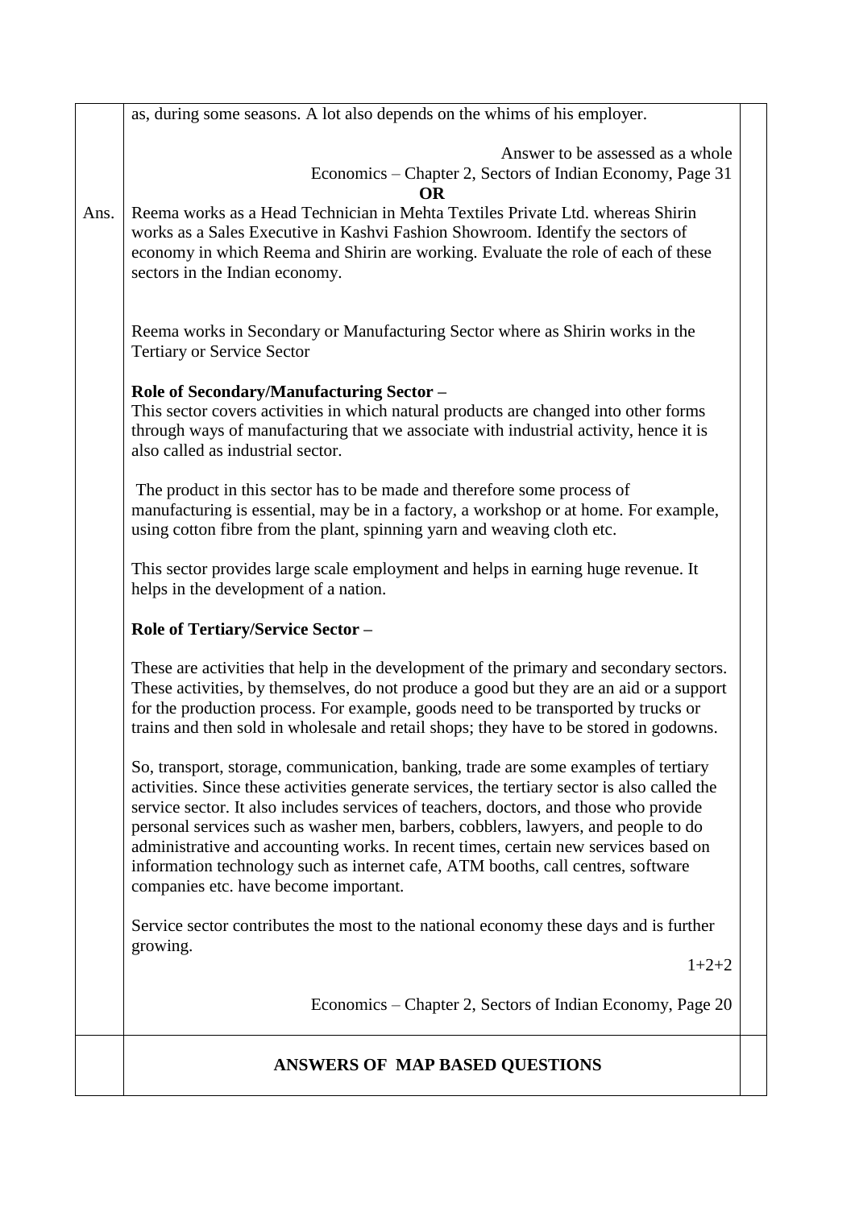as, during some seasons. A lot also depends on the whims of his employer.

Answer to be assessed as a whole

Economics – Chapter 2, Sectors of Indian Economy, Page 31

**OR**

Ans. Reema works as a Head Technician in Mehta Textiles Private Ltd. whereas Shirin works as a Sales Executive in Kashvi Fashion Showroom. Identify the sectors of economy in which Reema and Shirin are working. Evaluate the role of each of these sectors in the Indian economy.

Reema works in Secondary or Manufacturing Sector where as Shirin works in the Tertiary or Service Sector

**Role of Secondary/Manufacturing Sector –**

This sector covers activities in which natural products are changed into other forms through ways of manufacturing that we associate with industrial activity, hence it is also called as industrial sector.

The product in this sector has to be made and therefore some process of manufacturing is essential, may be in a factory, a workshop or at home. For example, using cotton fibre from the plant, spinning yarn and weaving cloth etc.

This sector provides large scale employment and helps in earning huge revenue. It helps in the development of a nation.

**Role of Tertiary/Service Sector –**

These are activities that help in the development of the primary and secondary sectors. These activities, by themselves, do not produce a good but they are an aid or a support for the production process. For example, goods need to be transported by trucks or trains and then sold in wholesale and retail shops; they have to be stored in godowns.

So, transport, storage, communication, banking, trade are some examples of tertiary activities. Since these activities generate services, the tertiary sector is also called the service sector. It also includes services of teachers, doctors, and those who provide personal services such as washer men, barbers, cobblers, lawyers, and people to do administrative and accounting works. In recent times, certain new services based on information technology such as internet cafe, ATM booths, call centres, software companies etc. have become important.

Service sector contributes the most to the national economy these days and is further growing.

1+2+2

Economics – Chapter 2, Sectors of Indian Economy, Page 20

## ANSWERS OF MAP BASED QUESTIONS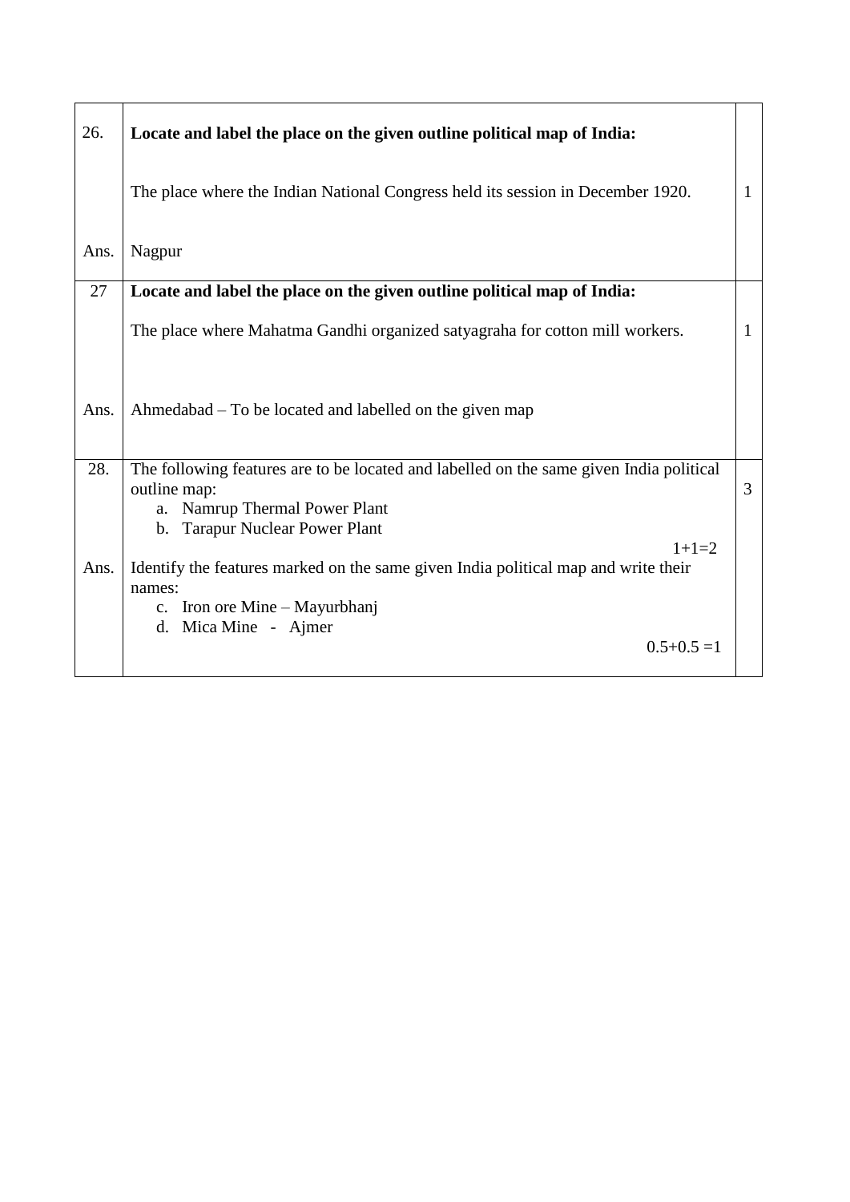| | | |
|---|---|---|
| 26. | **Locate and label the place on the given outline political map of India:**<br><br>The place where the Indian National Congress held its session in December 1920. | 1 |
| Ans. | Nagpur | |
| 27 | **Locate and label the place on the given outline political map of India:**<br><br>The place where Mahatma Gandhi organized satyagraha for cotton mill workers. | 1 |
| Ans. | Ahmedabad – To be located and labelled on the given map | |
| 28. | The following features are to be located and labelled on the same given India political outline map:<br>a. Namrup Thermal Power Plant<br>b. Tarapur Nuclear Power Plant<br>1+1=2 | 3 |
| Ans. | Identify the features marked on the same given India political map and write their names:<br>c. Iron ore Mine – Mayurbhanj<br>d. Mica Mine - Ajmer<br>0.5+0.5 =1 | |